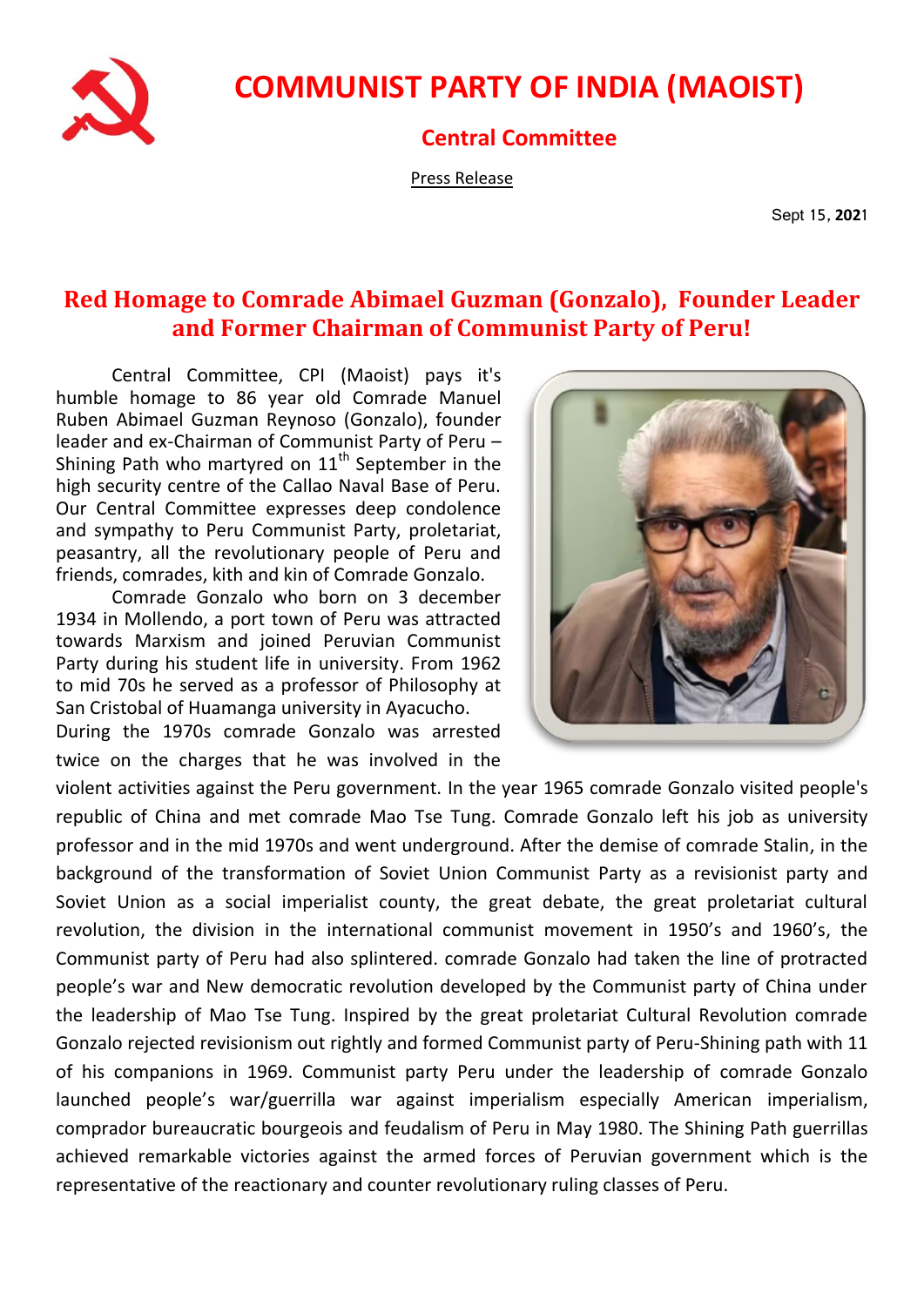# COMMUNIST PARTY OF INDIA (MAOIST)

## Central Committee

Press Release

Sept 15, 2021

## Red Homage to Comrade Abimael Guzman (Gonzalo), Founder Leader and Former Chairman of Communist Party of Peru!

Central Committee, CPI (Maoist) pays it's humble homage to 86 year old Comrade Manuel Ruben Abimael Guzman Reynoso (Gonzalo), founder leader and ex-Chairman of Communist Party of Peru – Shining Path who martyred on 11th September in the high security centre of the Callao Naval Base of Peru. Our Central Committee expresses deep condolence and sympathy to Peru Communist Party, proletariat, peasantry, all the revolutionary people of Peru and friends, comrades, kith and kin of Comrade Gonzalo.

Comrade Gonzalo who born on 3 december 1934 in Mollendo, a port town of Peru was attracted towards Marxism and joined Peruvian Communist Party during his student life in university. From 1962 to mid 70s he served as a professor of Philosophy at San Cristobal of Huamanga university in Ayacucho.

During the 1970s comrade Gonzalo was arrested twice on the charges that he was involved in the violent activities against the Peru government. In the year 1965 comrade Gonzalo visited people's republic of China and met comrade Mao Tse Tung. Comrade Gonzalo left his job as university professor and in the mid 1970s and went underground. After the demise of comrade Stalin, in the background of the transformation of Soviet Union Communist Party as a revisionist party and Soviet Union as a social imperialist county, the great debate, the great proletariat cultural revolution, the division in the international communist movement in 1950's and 1960's, the Communist party of Peru had also splintered. comrade Gonzalo had taken the line of protracted people's war and New democratic revolution developed by the Communist party of China under the leadership of Mao Tse Tung. Inspired by the great proletariat Cultural Revolution comrade Gonzalo rejected revisionism out rightly and formed Communist party of Peru-Shining path with 11 of his companions in 1969. Communist party Peru under the leadership of comrade Gonzalo launched people's war/guerrilla war against imperialism especially American imperialism, comprador bureaucratic bourgeois and feudalism of Peru in May 1980. The Shining Path guerrillas achieved remarkable victories against the armed forces of Peruvian government which is the representative of the reactionary and counter revolutionary ruling classes of Peru.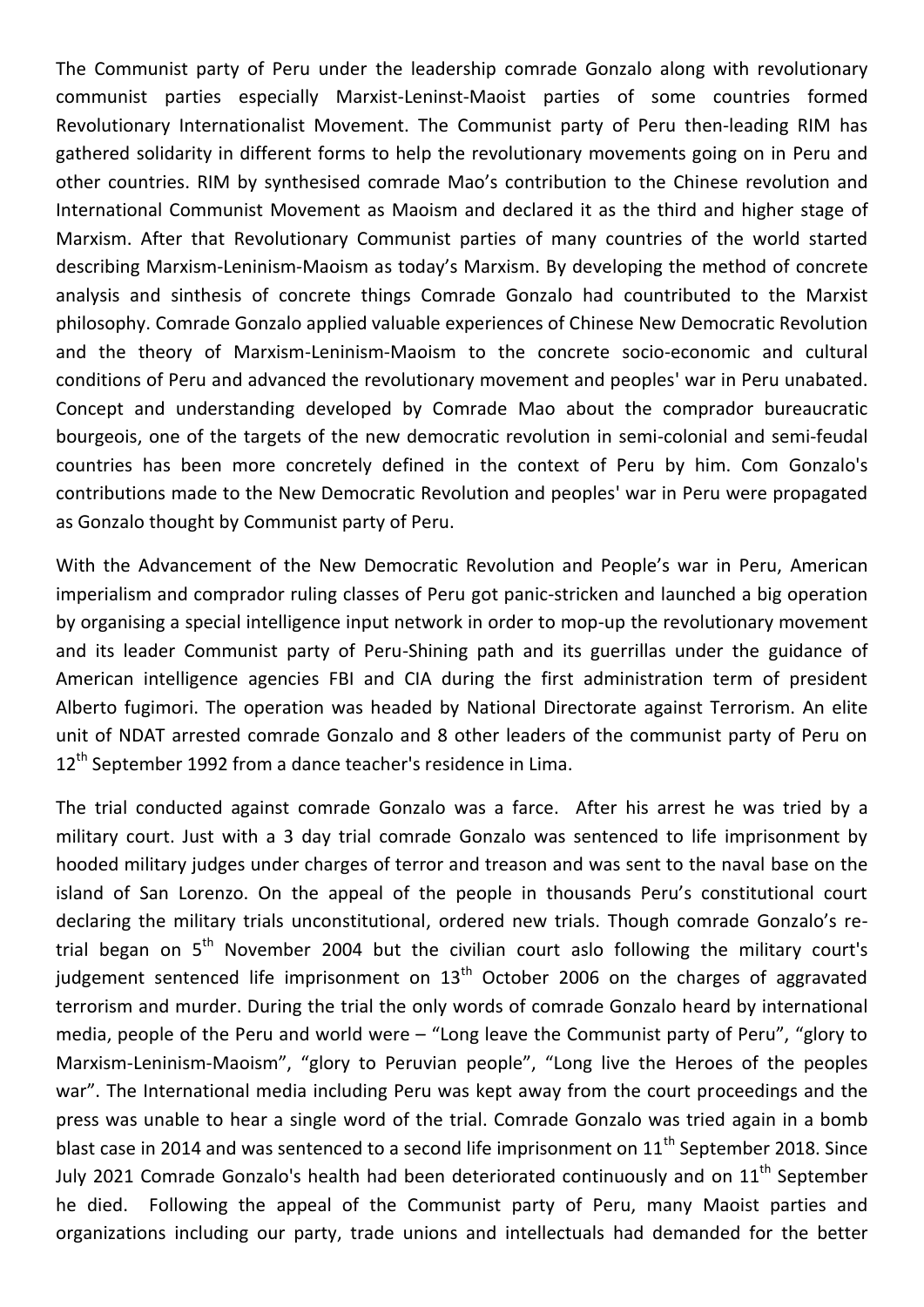The Communist party of Peru under the leadership comrade Gonzalo along with revolutionary communist parties especially Marxist-Leninst-Maoist parties of some countries formed Revolutionary Internationalist Movement. The Communist party of Peru then-leading RIM has gathered solidarity in different forms to help the revolutionary movements going on in Peru and other countries. RIM by synthesised comrade Mao's contribution to the Chinese revolution and International Communist Movement as Maoism and declared it as the third and higher stage of Marxism. After that Revolutionary Communist parties of many countries of the world started describing Marxism-Leninism-Maoism as today's Marxism. By developing the method of concrete analysis and sinthesis of concrete things Comrade Gonzalo had countributed to the Marxist philosophy. Comrade Gonzalo applied valuable experiences of Chinese New Democratic Revolution and the theory of Marxism-Leninism-Maoism to the concrete socio-economic and cultural conditions of Peru and advanced the revolutionary movement and peoples' war in Peru unabated. Concept and understanding developed by Comrade Mao about the comprador bureaucratic bourgeois, one of the targets of the new democratic revolution in semi-colonial and semi-feudal countries has been more concretely defined in the context of Peru by him. Com Gonzalo's contributions made to the New Democratic Revolution and peoples' war in Peru were propagated as Gonzalo thought by Communist party of Peru.

With the Advancement of the New Democratic Revolution and People's war in Peru, American imperialism and comprador ruling classes of Peru got panic-stricken and launched a big operation by organising a special intelligence input network in order to mop-up the revolutionary movement and its leader Communist party of Peru-Shining path and its guerrillas under the guidance of American intelligence agencies FBI and CIA during the first administration term of president Alberto fugimori. The operation was headed by National Directorate against Terrorism. An elite unit of NDAT arrested comrade Gonzalo and 8 other leaders of the communist party of Peru on 12th September 1992 from a dance teacher's residence in Lima.

The trial conducted against comrade Gonzalo was a farce. After his arrest he was tried by a military court. Just with a 3 day trial comrade Gonzalo was sentenced to life imprisonment by hooded military judges under charges of terror and treason and was sent to the naval base on the island of San Lorenzo. On the appeal of the people in thousands Peru's constitutional court declaring the military trials unconstitutional, ordered new trials. Though comrade Gonzalo's re-trial began on 5th November 2004 but the civilian court aslo following the military court's judgement sentenced life imprisonment on 13th October 2006 on the charges of aggravated terrorism and murder. During the trial the only words of comrade Gonzalo heard by international media, people of the Peru and world were – "Long leave the Communist party of Peru", "glory to Marxism-Leninism-Maoism", "glory to Peruvian people", "Long live the Heroes of the peoples war". The International media including Peru was kept away from the court proceedings and the press was unable to hear a single word of the trial. Comrade Gonzalo was tried again in a bomb blast case in 2014 and was sentenced to a second life imprisonment on 11th September 2018. Since July 2021 Comrade Gonzalo's health had been deteriorated continuously and on 11th September he died. Following the appeal of the Communist party of Peru, many Maoist parties and organizations including our party, trade unions and intellectuals had demanded for the better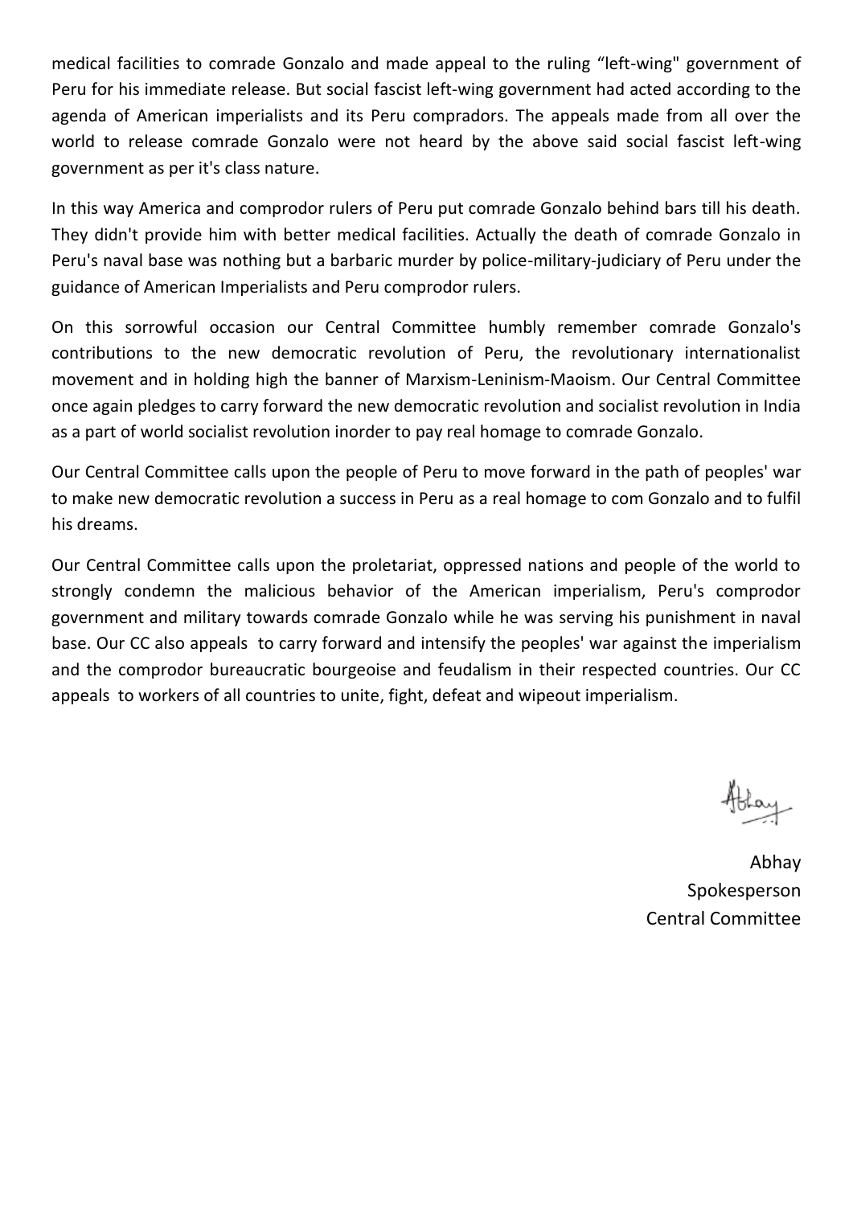medical facilities to comrade Gonzalo and made appeal to the ruling "left-wing" government of Peru for his immediate release. But social fascist left-wing government had acted according to the agenda of American imperialists and its Peru compradors. The appeals made from all over the world to release comrade Gonzalo were not heard by the above said social fascist left-wing government as per it's class nature.

In this way America and comprodor rulers of Peru put comrade Gonzalo behind bars till his death. They didn't provide him with better medical facilities. Actually the death of comrade Gonzalo in Peru's naval base was nothing but a barbaric murder by police-military-judiciary of Peru under the guidance of American Imperialists and Peru comprodor rulers.

On this sorrowful occasion our Central Committee humbly remember comrade Gonzalo's contributions to the new democratic revolution of Peru, the revolutionary internationalist movement and in holding high the banner of Marxism-Leninism-Maoism. Our Central Committee once again pledges to carry forward the new democratic revolution and socialist revolution in India as a part of world socialist revolution inorder to pay real homage to comrade Gonzalo.

Our Central Committee calls upon the people of Peru to move forward in the path of peoples' war to make new democratic revolution a success in Peru as a real homage to com Gonzalo and to fulfil his dreams.

Our Central Committee calls upon the proletariat, oppressed nations and people of the world to strongly condemn the malicious behavior of the American imperialism, Peru's comprodor government and military towards comrade Gonzalo while he was serving his punishment in naval base. Our CC also appeals to carry forward and intensify the peoples' war against the imperialism and the comprodor bureaucratic bourgeoise and feudalism in their respected countries. Our CC appeals to workers of all countries to unite, fight, defeat and wipeout imperialism.

Abhay
Spokesperson
Central Committee